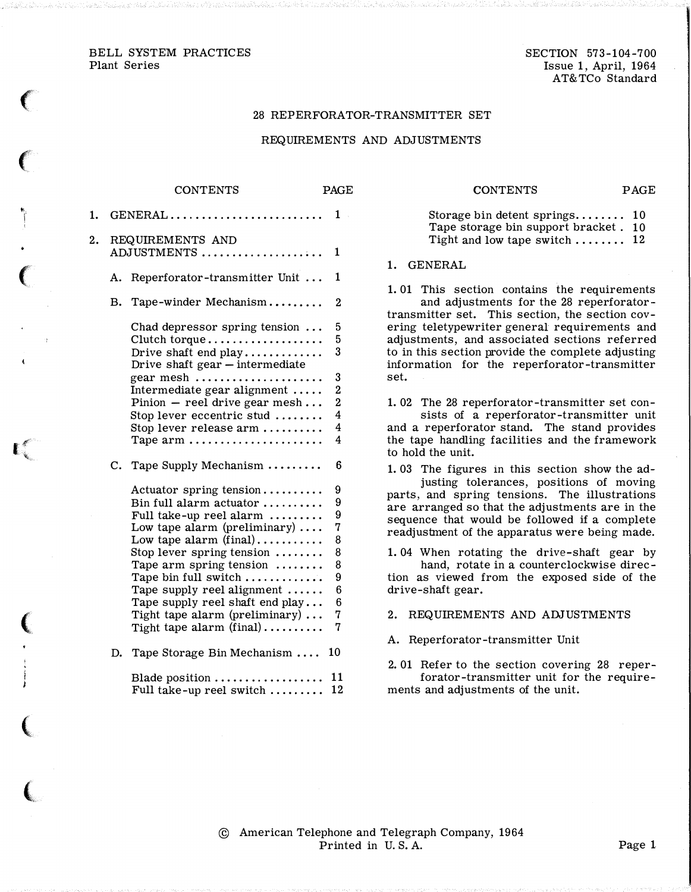BELL SYSTEM PRACTICES
Plant Series

SECTION 573-104-700
Issue 1, April, 1964
AT&TCo Standard

# 28 REPERFORATOR-TRANSMITTER SET

## REQUIREMENTS AND ADJUSTMENTS

| CONTENTS | PAGE |
|---|---|
| 1. GENERAL | 1 |
| 2. REQUIREMENTS AND ADJUSTMENTS | 1 |
| A. Reperforator-transmitter Unit | 1 |
| B. Tape-winder Mechanism | 2 |
| Chad depressor spring tension | 5 |
| Clutch torque | 5 |
| Drive shaft end play | 3 |
| Drive shaft gear — intermediate gear mesh | 3 |
| Intermediate gear alignment | 2 |
| Pinion — reel drive gear mesh | 2 |
| Stop lever eccentric stud | 4 |
| Stop lever release arm | 4 |
| Tape arm | 4 |
| C. Tape Supply Mechanism | 6 |
| Actuator spring tension | 9 |
| Bin full alarm actuator | 9 |
| Full take-up reel alarm | 9 |
| Low tape alarm (preliminary) | 7 |
| Low tape alarm (final) | 8 |
| Stop lever spring tension | 8 |
| Tape arm spring tension | 8 |
| Tape bin full switch | 9 |
| Tape supply reel alignment | 6 |
| Tape supply reel shaft end play | 6 |
| Tight tape alarm (preliminary) | 7 |
| Tight tape alarm (final) | 7 |
| D. Tape Storage Bin Mechanism | 10 |
| Blade position | 11 |
| Full take-up reel switch | 12 |
| Storage bin detent springs | 10 |
| Tape storage bin support bracket | 10 |
| Tight and low tape switch | 12 |

## 1. GENERAL

1.01 This section contains the requirements and adjustments for the 28 reperforator-transmitter set. This section, the section covering teletypewriter general requirements and adjustments, and associated sections referred to in this section provide the complete adjusting information for the reperforator-transmitter set.

1.02 The 28 reperforator-transmitter set consists of a reperforator-transmitter unit and a reperforator stand. The stand provides the tape handling facilities and the framework to hold the unit.

1.03 The figures in this section show the adjusting tolerances, positions of moving parts, and spring tensions. The illustrations are arranged so that the adjustments are in the sequence that would be followed if a complete readjustment of the apparatus were being made.

1.04 When rotating the drive-shaft gear by hand, rotate in a counterclockwise direction as viewed from the exposed side of the drive-shaft gear.

## 2. REQUIREMENTS AND ADJUSTMENTS

### A. Reperforator-transmitter Unit

2.01 Refer to the section covering 28 reperforator-transmitter unit for the requirements and adjustments of the unit.

© American Telephone and Telegraph Company, 1964
Printed in U.S.A.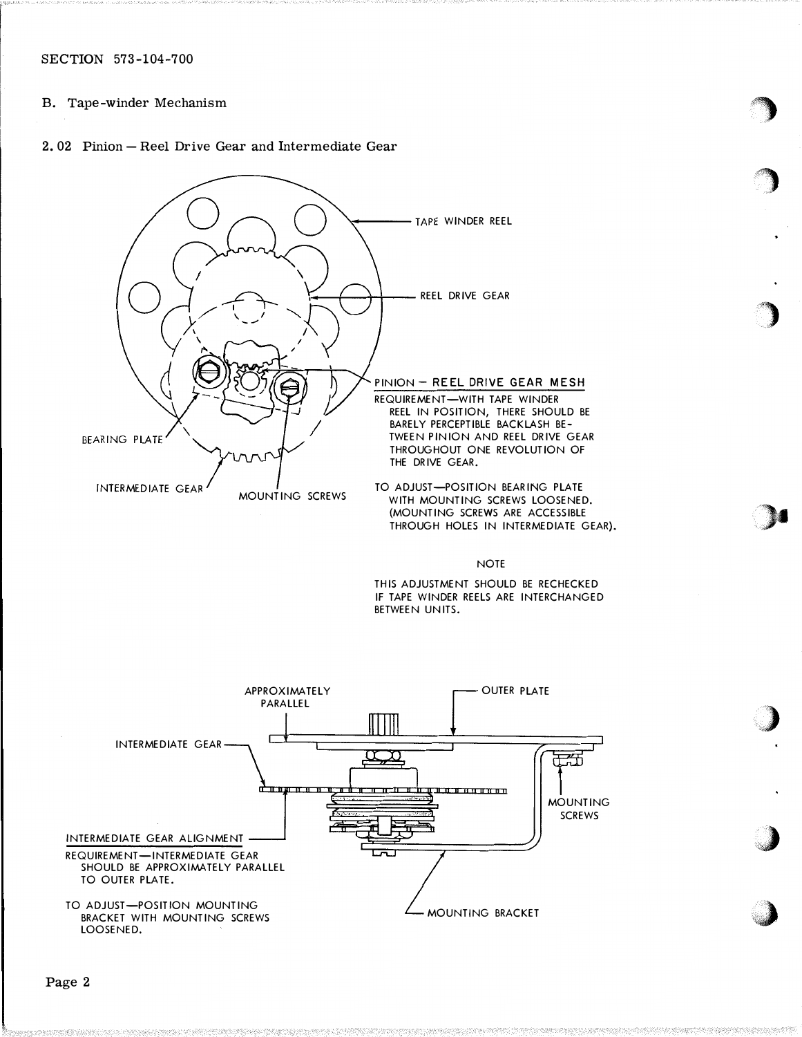B. Tape-winder Mechanism

2.02 Pinion — Reel Drive Gear and Intermediate Gear

TAPE WINDER REEL

REEL DRIVE GEAR

BEARING PLATE

INTERMEDIATE GEAR

MOUNTING SCREWS

PINION — REEL DRIVE GEAR MESH

REQUIREMENT—WITH TAPE WINDER REEL IN POSITION, THERE SHOULD BE BARELY PERCEPTIBLE BACKLASH BETWEEN PINION AND REEL DRIVE GEAR THROUGHOUT ONE REVOLUTION OF THE DRIVE GEAR.

TO ADJUST—POSITION BEARING PLATE WITH MOUNTING SCREWS LOOSENED. (MOUNTING SCREWS ARE ACCESSIBLE THROUGH HOLES IN INTERMEDIATE GEAR).

NOTE

THIS ADJUSTMENT SHOULD BE RECHECKED IF TAPE WINDER REELS ARE INTERCHANGED BETWEEN UNITS.

APPROXIMATELY PARALLEL

OUTER PLATE

INTERMEDIATE GEAR

MOUNTING SCREWS

INTERMEDIATE GEAR ALIGNMENT

REQUIREMENT—INTERMEDIATE GEAR SHOULD BE APPROXIMATELY PARALLEL TO OUTER PLATE.

TO ADJUST—POSITION MOUNTING BRACKET WITH MOUNTING SCREWS LOOSENED.

MOUNTING BRACKET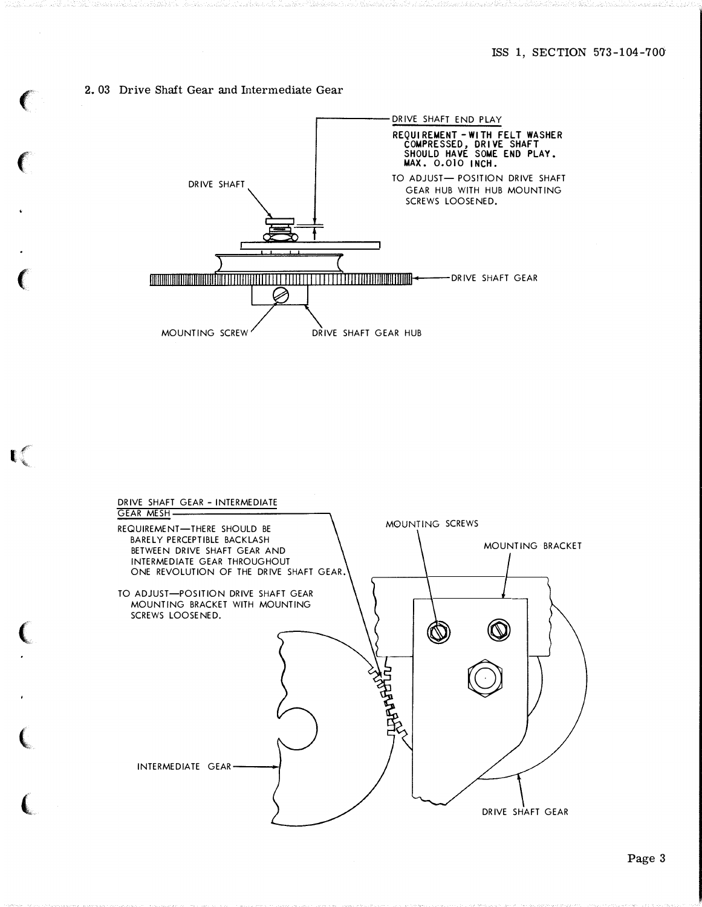## 2.03 Drive Shaft Gear and Intermediate Gear

DRIVE SHAFT END PLAY

REQUIREMENT - WITH FELT WASHER COMPRESSED, DRIVE SHAFT SHOULD HAVE SOME END PLAY. MAX. 0.010 INCH.

TO ADJUST— POSITION DRIVE SHAFT GEAR HUB WITH HUB MOUNTING SCREWS LOOSENED.

DRIVE SHAFT

DRIVE SHAFT GEAR

MOUNTING SCREW

DRIVE SHAFT GEAR HUB

DRIVE SHAFT GEAR - INTERMEDIATE GEAR MESH

REQUIREMENT—THERE SHOULD BE BARELY PERCEPTIBLE BACKLASH BETWEEN DRIVE SHAFT GEAR AND INTERMEDIATE GEAR THROUGHOUT ONE REVOLUTION OF THE DRIVE SHAFT GEAR.

TO ADJUST—POSITION DRIVE SHAFT GEAR MOUNTING BRACKET WITH MOUNTING SCREWS LOOSENED.

MOUNTING SCREWS

MOUNTING BRACKET

INTERMEDIATE GEAR

DRIVE SHAFT GEAR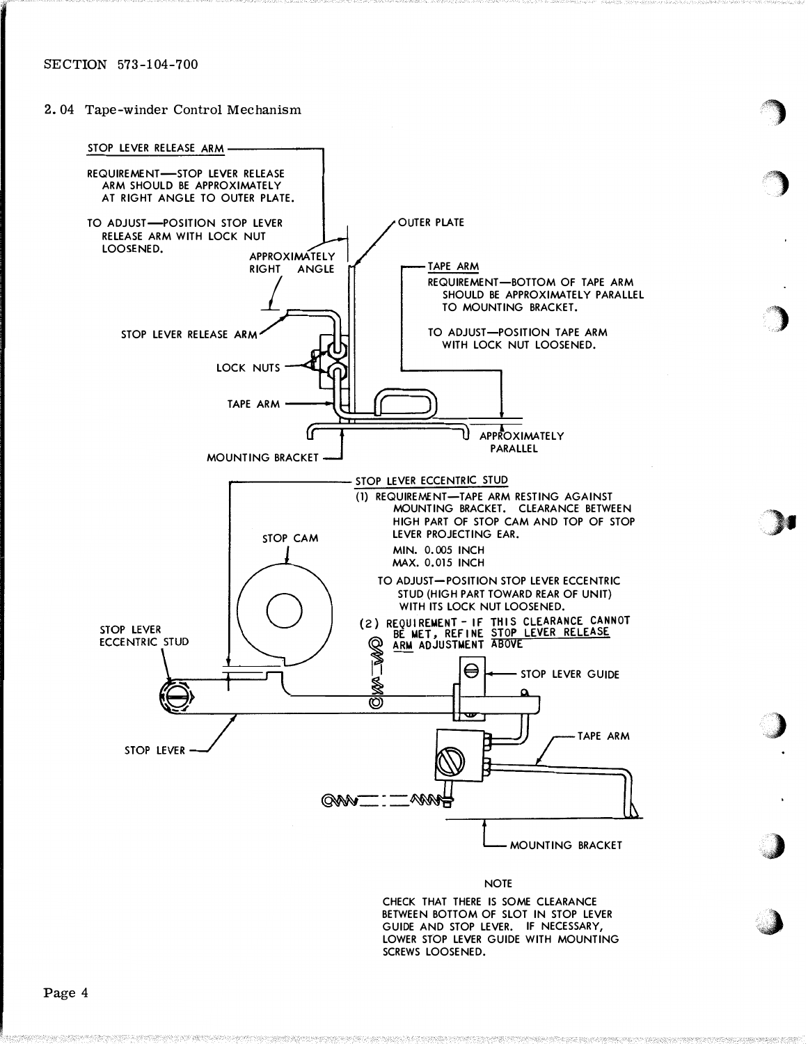## 2.04 Tape-winder Control Mechanism

STOP LEVER RELEASE ARM

REQUIREMENT—STOP LEVER RELEASE ARM SHOULD BE APPROXIMATELY AT RIGHT ANGLE TO OUTER PLATE.

TO ADJUST—POSITION STOP LEVER RELEASE ARM WITH LOCK NUT LOOSENED.

APPROXIMATELY RIGHT ANGLE

OUTER PLATE

STOP LEVER RELEASE ARM

LOCK NUTS

TAPE ARM

MOUNTING BRACKET

TAPE ARM

REQUIREMENT—BOTTOM OF TAPE ARM SHOULD BE APPROXIMATELY PARALLEL TO MOUNTING BRACKET.

TO ADJUST—POSITION TAPE ARM WITH LOCK NUT LOOSENED.

APPROXIMATELY PARALLEL

STOP LEVER ECCENTRIC STUD

(1) REQUIREMENT—TAPE ARM RESTING AGAINST MOUNTING BRACKET. CLEARANCE BETWEEN HIGH PART OF STOP CAM AND TOP OF STOP LEVER PROJECTING EAR.

MIN. 0.005 INCH
MAX. 0.015 INCH

TO ADJUST—POSITION STOP LEVER ECCENTRIC STUD (HIGH PART TOWARD REAR OF UNIT) WITH ITS LOCK NUT LOOSENED.

(2) REQUIREMENT - IF THIS CLEARANCE CANNOT BE MET, REFINE STOP LEVER RELEASE ARM ADJUSTMENT ABOVE

STOP CAM

STOP LEVER ECCENTRIC STUD

STOP LEVER GUIDE

STOP LEVER

TAPE ARM

MOUNTING BRACKET

NOTE

CHECK THAT THERE IS SOME CLEARANCE BETWEEN BOTTOM OF SLOT IN STOP LEVER GUIDE AND STOP LEVER. IF NECESSARY, LOWER STOP LEVER GUIDE WITH MOUNTING SCREWS LOOSENED.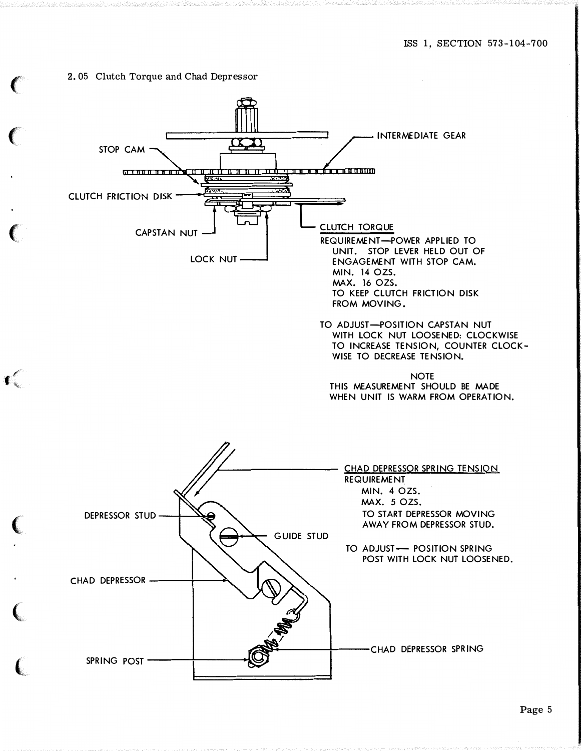## 2.05 Clutch Torque and Chad Depressor

INTERMEDIATE GEAR

STOP CAM

CLUTCH FRICTION DISK

CAPSTAN NUT

LOCK NUT

CLUTCH TORQUE

REQUIREMENT—POWER APPLIED TO UNIT. STOP LEVER HELD OUT OF ENGAGEMENT WITH STOP CAM.
MIN. 14 OZS.
MAX. 16 OZS.
TO KEEP CLUTCH FRICTION DISK FROM MOVING.

TO ADJUST—POSITION CAPSTAN NUT WITH LOCK NUT LOOSENED: CLOCKWISE TO INCREASE TENSION, COUNTER CLOCKWISE TO DECREASE TENSION.

NOTE

THIS MEASUREMENT SHOULD BE MADE WHEN UNIT IS WARM FROM OPERATION.

CHAD DEPRESSOR SPRING TENSION

REQUIREMENT
MIN. 4 OZS.
MAX. 5 OZS.
TO START DEPRESSOR MOVING AWAY FROM DEPRESSOR STUD.

TO ADJUST— POSITION SPRING POST WITH LOCK NUT LOOSENED.

DEPRESSOR STUD

GUIDE STUD

CHAD DEPRESSOR

CHAD DEPRESSOR SPRING

SPRING POST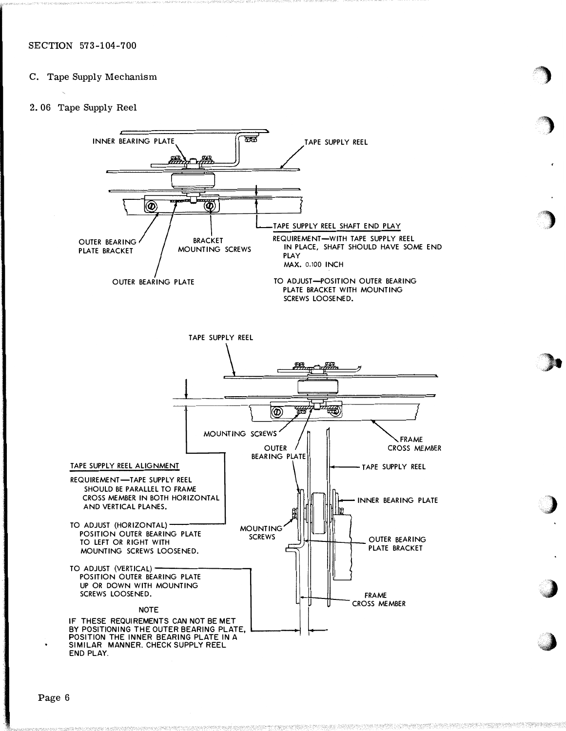SECTION 573-104-700

C. Tape Supply Mechanism

2.06 Tape Supply Reel

INNER BEARING PLATE

TAPE SUPPLY REEL

OUTER BEARING PLATE BRACKET

BRACKET MOUNTING SCREWS

OUTER BEARING PLATE

TAPE SUPPLY REEL SHAFT END PLAY

REQUIREMENT—WITH TAPE SUPPLY REEL IN PLACE, SHAFT SHOULD HAVE SOME END PLAY
MAX. 0.100 INCH

TO ADJUST—POSITION OUTER BEARING PLATE BRACKET WITH MOUNTING SCREWS LOOSENED.

TAPE SUPPLY REEL

MOUNTING SCREWS

OUTER BEARING PLATE

FRAME CROSS MEMBER

TAPE SUPPLY REEL

INNER BEARING PLATE

MOUNTING SCREWS

OUTER BEARING PLATE BRACKET

FRAME CROSS MEMBER

TAPE SUPPLY REEL ALIGNMENT

REQUIREMENT—TAPE SUPPLY REEL SHOULD BE PARALLEL TO FRAME CROSS MEMBER IN BOTH HORIZONTAL AND VERTICAL PLANES.

TO ADJUST (HORIZONTAL) POSITION OUTER BEARING PLATE TO LEFT OR RIGHT WITH MOUNTING SCREWS LOOSENED.

TO ADJUST (VERTICAL) POSITION OUTER BEARING PLATE UP OR DOWN WITH MOUNTING SCREWS LOOSENED.

NOTE

IF THESE REQUIREMENTS CAN NOT BE MET BY POSITIONING THE OUTER BEARING PLATE, POSITION THE INNER BEARING PLATE IN A SIMILAR MANNER. CHECK SUPPLY REEL END PLAY.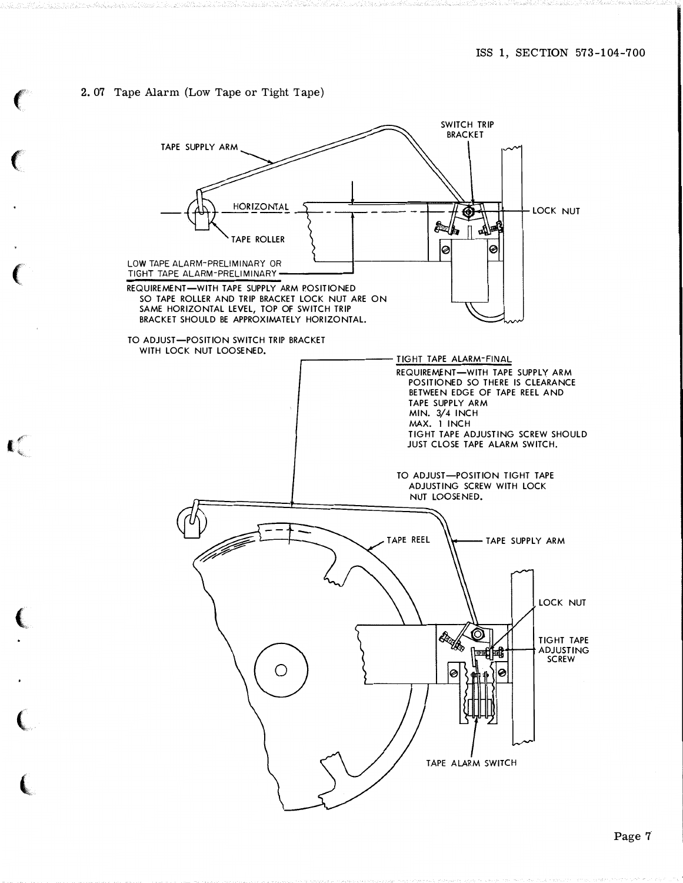## 2.07 Tape Alarm (Low Tape or Tight Tape)

TAPE SUPPLY ARM

SWITCH TRIP BRACKET

HORIZONTAL

LOCK NUT

TAPE ROLLER

LOW TAPE ALARM-PRELIMINARY OR TIGHT TAPE ALARM-PRELIMINARY

REQUIREMENT—WITH TAPE SUPPLY ARM POSITIONED SO TAPE ROLLER AND TRIP BRACKET LOCK NUT ARE ON SAME HORIZONTAL LEVEL, TOP OF SWITCH TRIP BRACKET SHOULD BE APPROXIMATELY HORIZONTAL.

TO ADJUST—POSITION SWITCH TRIP BRACKET WITH LOCK NUT LOOSENED.

TIGHT TAPE ALARM-FINAL

REQUIREMENT—WITH TAPE SUPPLY ARM POSITIONED SO THERE IS CLEARANCE BETWEEN EDGE OF TAPE REEL AND TAPE SUPPLY ARM
MIN. 3/4 INCH
MAX. 1 INCH
TIGHT TAPE ADJUSTING SCREW SHOULD JUST CLOSE TAPE ALARM SWITCH.

TO ADJUST—POSITION TIGHT TAPE ADJUSTING SCREW WITH LOCK NUT LOOSENED.

TAPE REEL

TAPE SUPPLY ARM

LOCK NUT

TIGHT TAPE ADJUSTING SCREW

TAPE ALARM SWITCH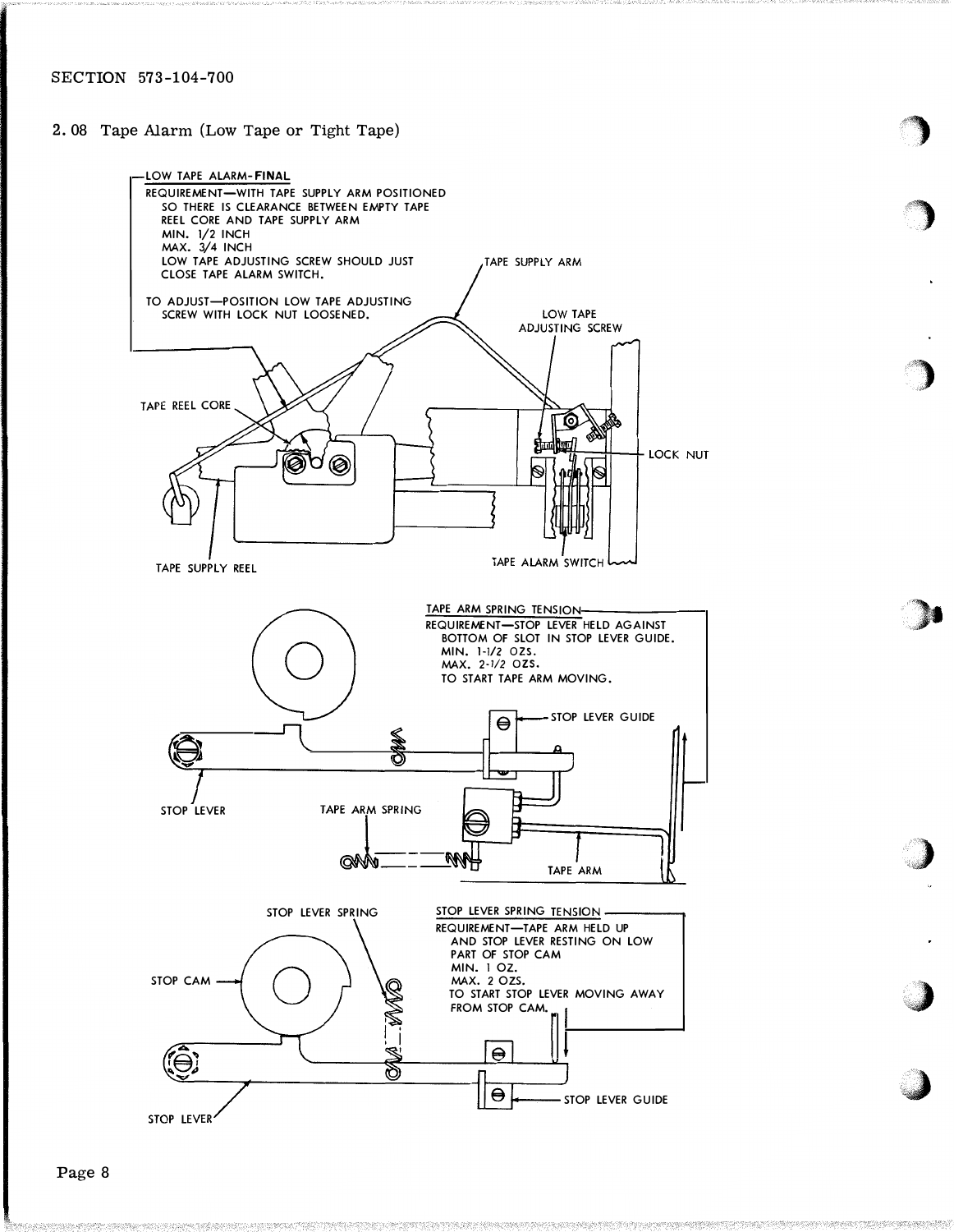## 2.08 Tape Alarm (Low Tape or Tight Tape)

**LOW TAPE ALARM-FINAL**

REQUIREMENT—WITH TAPE SUPPLY ARM POSITIONED SO THERE IS CLEARANCE BETWEEN EMPTY TAPE REEL CORE AND TAPE SUPPLY ARM
MIN. 1/2 INCH
MAX. 3/4 INCH
LOW TAPE ADJUSTING SCREW SHOULD JUST CLOSE TAPE ALARM SWITCH.

TO ADJUST—POSITION LOW TAPE ADJUSTING SCREW WITH LOCK NUT LOOSENED.

TAPE SUPPLY ARM

LOW TAPE ADJUSTING SCREW

TAPE REEL CORE

LOCK NUT

TAPE SUPPLY REEL

TAPE ALARM SWITCH

**TAPE ARM SPRING TENSION**

REQUIREMENT—STOP LEVER HELD AGAINST BOTTOM OF SLOT IN STOP LEVER GUIDE.
MIN. 1-1/2 OZS.
MAX. 2-1/2 OZS.
TO START TAPE ARM MOVING.

STOP LEVER GUIDE

STOP LEVER

TAPE ARM SPRING

TAPE ARM

STOP LEVER SPRING

**STOP LEVER SPRING TENSION**

REQUIREMENT—TAPE ARM HELD UP AND STOP LEVER RESTING ON LOW PART OF STOP CAM
MIN. 1 OZ.
MAX. 2 OZS.
TO START STOP LEVER MOVING AWAY FROM STOP CAM.

STOP CAM

STOP LEVER

STOP LEVER GUIDE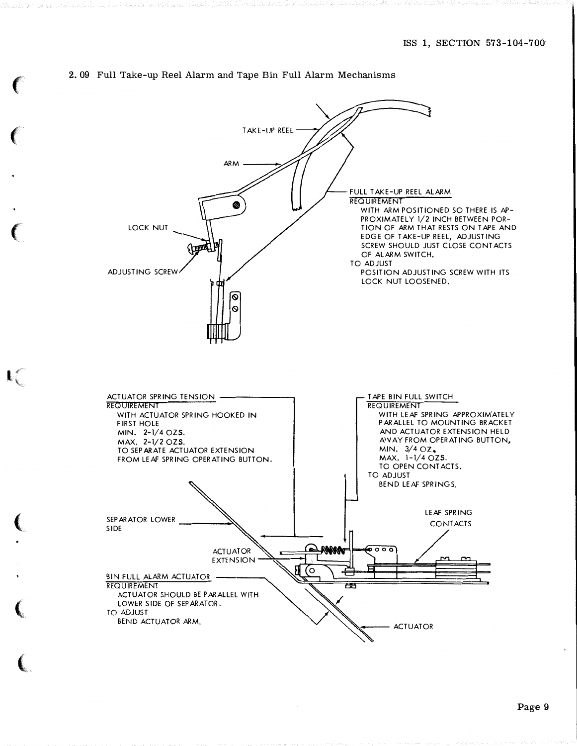## 2.09 Full Take-up Reel Alarm and Tape Bin Full Alarm Mechanisms

TAKE-UP REEL

ARM

LOCK NUT

ADJUSTING SCREW

FULL TAKE-UP REEL ALARM

REQUIREMENT

WITH ARM POSITIONED SO THERE IS APPROXIMATELY 1/2 INCH BETWEEN PORTION OF ARM THAT RESTS ON TAPE AND EDGE OF TAKE-UP REEL, ADJUSTING SCREW SHOULD JUST CLOSE CONTACTS OF ALARM SWITCH.

TO ADJUST

POSITION ADJUSTING SCREW WITH ITS LOCK NUT LOOSENED.

ACTUATOR SPRING TENSION

REQUIREMENT

WITH ACTUATOR SPRING HOOKED IN FIRST HOLE

MIN. 2-1/4 OZS.

MAX. 2-1/2 OZS.

TO SEPARATE ACTUATOR EXTENSION FROM LEAF SPRING OPERATING BUTTON.

TAPE BIN FULL SWITCH

REQUIREMENT

WITH LEAF SPRING APPROXIMATELY PARALLEL TO MOUNTING BRACKET AND ACTUATOR EXTENSION HELD AWAY FROM OPERATING BUTTON,

MIN. 3/4 OZ.

MAX. 1-1/4 OZS.

TO OPEN CONTACTS.

TO ADJUST

BEND LEAF SPRINGS.

SEPARATOR LOWER SIDE

ACTUATOR EXTENSION

LEAF SPRING CONTACTS

BIN FULL ALARM ACTUATOR

REQUIREMENT

ACTUATOR SHOULD BE PARALLEL WITH LOWER SIDE OF SEPARATOR.

TO ADJUST

BEND ACTUATOR ARM.

ACTUATOR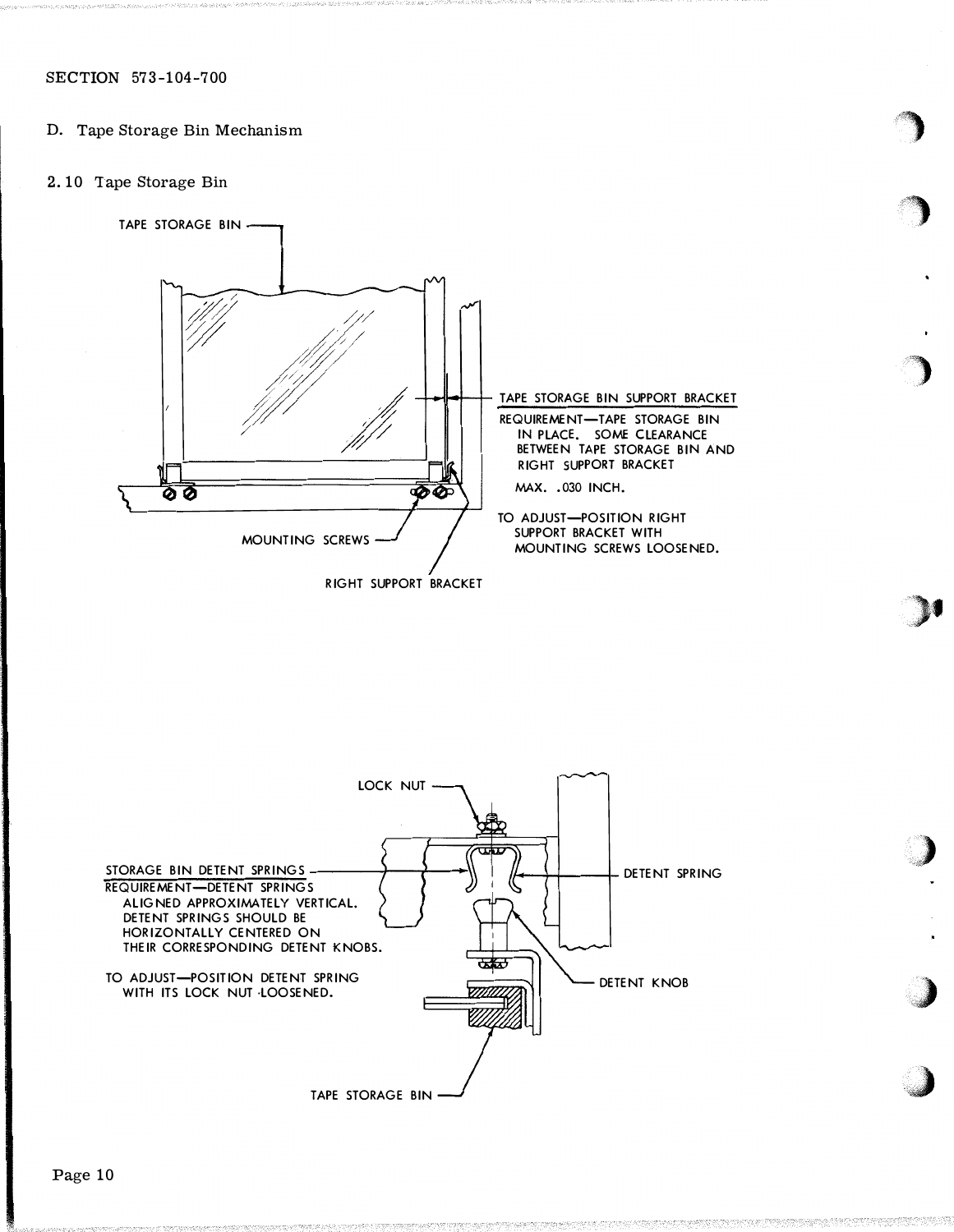D. Tape Storage Bin Mechanism

2.10 Tape Storage Bin

TAPE STORAGE BIN

TAPE STORAGE BIN SUPPORT BRACKET

REQUIREMENT—TAPE STORAGE BIN IN PLACE. SOME CLEARANCE BETWEEN TAPE STORAGE BIN AND RIGHT SUPPORT BRACKET

MAX. .030 INCH.

TO ADJUST—POSITION RIGHT SUPPORT BRACKET WITH MOUNTING SCREWS LOOSENED.

MOUNTING SCREWS

RIGHT SUPPORT BRACKET

LOCK NUT

STORAGE BIN DETENT SPRINGS

REQUIREMENT—DETENT SPRINGS ALIGNED APPROXIMATELY VERTICAL. DETENT SPRINGS SHOULD BE HORIZONTALLY CENTERED ON THEIR CORRESPONDING DETENT KNOBS.

TO ADJUST—POSITION DETENT SPRING WITH ITS LOCK NUT LOOSENED.

DETENT SPRING

DETENT KNOB

TAPE STORAGE BIN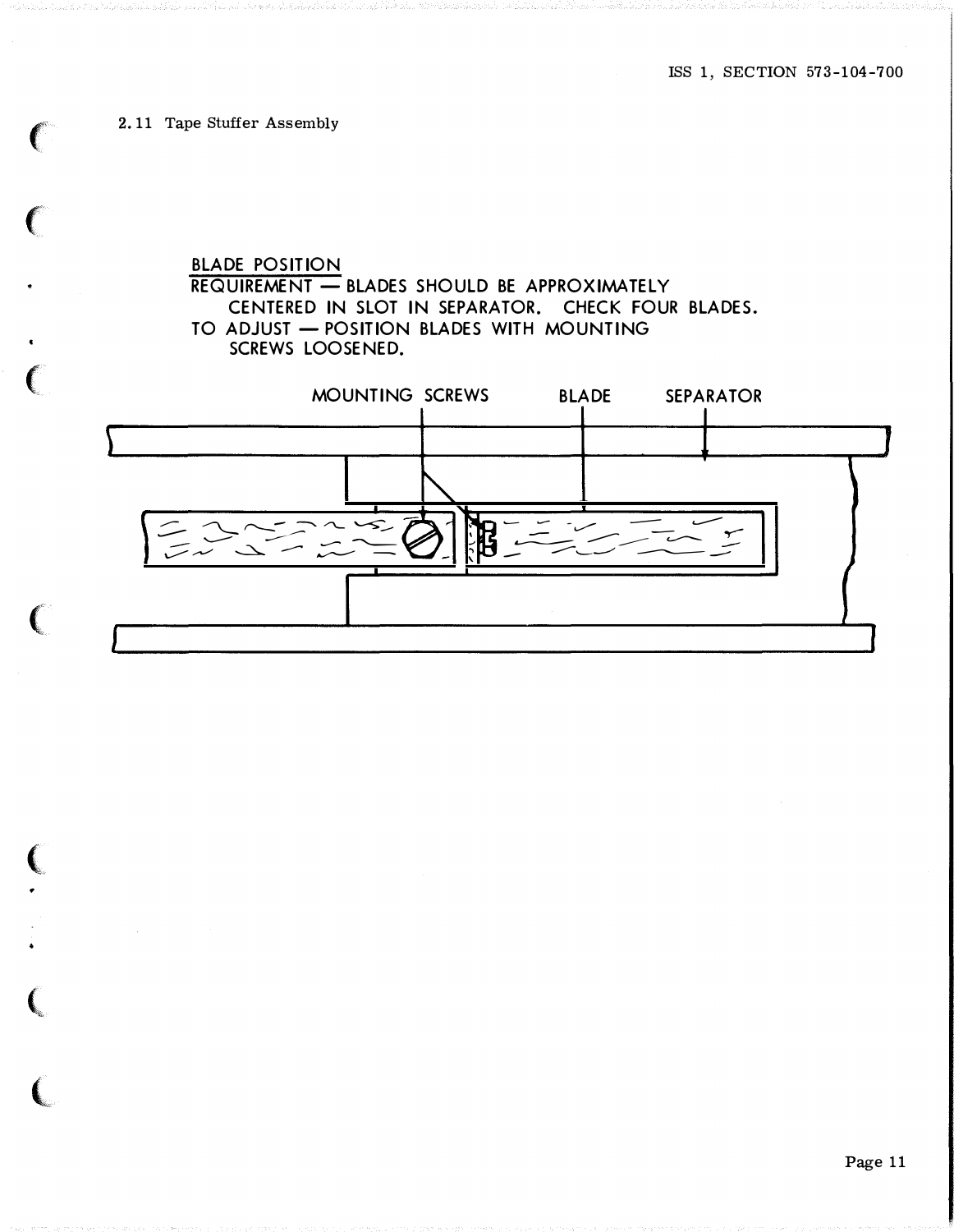## 2.11 Tape Stuffer Assembly

BLADE POSITION

REQUIREMENT — BLADES SHOULD BE APPROXIMATELY CENTERED IN SLOT IN SEPARATOR. CHECK FOUR BLADES.

TO ADJUST — POSITION BLADES WITH MOUNTING SCREWS LOOSENED.

MOUNTING SCREWS BLADE SEPARATOR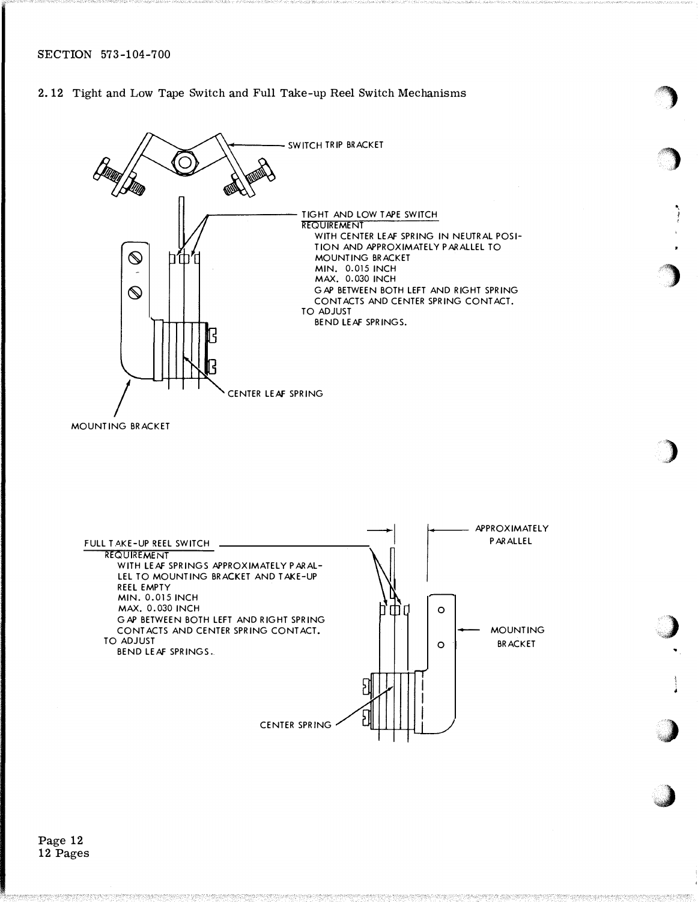## 2.12 Tight and Low Tape Switch and Full Take-up Reel Switch Mechanisms

SWITCH TRIP BRACKET

TIGHT AND LOW TAPE SWITCH

REQUIREMENT

WITH CENTER LEAF SPRING IN NEUTRAL POSITION AND APPROXIMATELY PARALLEL TO MOUNTING BRACKET

MIN. 0.015 INCH

MAX. 0.030 INCH

GAP BETWEEN BOTH LEFT AND RIGHT SPRING CONTACTS AND CENTER SPRING CONTACT.

TO ADJUST

BEND LEAF SPRINGS.

CENTER LEAF SPRING

MOUNTING BRACKET

APPROXIMATELY PARALLEL

FULL TAKE-UP REEL SWITCH

REQUIREMENT

WITH LEAF SPRINGS APPROXIMATELY PARALLEL TO MOUNTING BRACKET AND TAKE-UP REEL EMPTY

MIN. 0.015 INCH

MAX. 0.030 INCH

GAP BETWEEN BOTH LEFT AND RIGHT SPRING CONTACTS AND CENTER SPRING CONTACT.

TO ADJUST

BEND LEAF SPRINGS.

MOUNTING BRACKET

CENTER SPRING